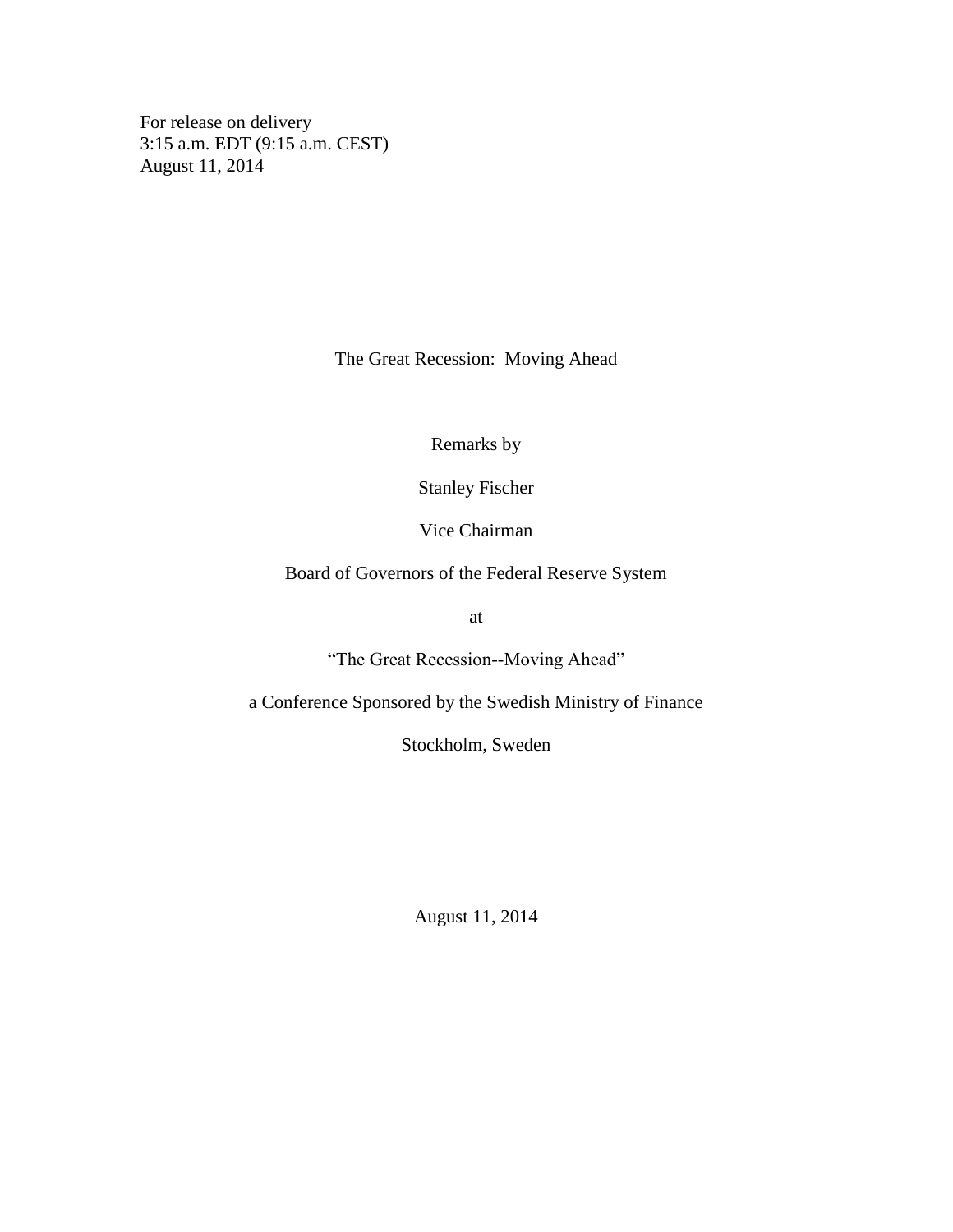For release on delivery
3:15 a.m. EDT (9:15 a.m. CEST)
August 11, 2014

# The Great Recession: Moving Ahead

Remarks by

Stanley Fischer

Vice Chairman

Board of Governors of the Federal Reserve System

at

"The Great Recession--Moving Ahead"

a Conference Sponsored by the Swedish Ministry of Finance

Stockholm, Sweden

August 11, 2014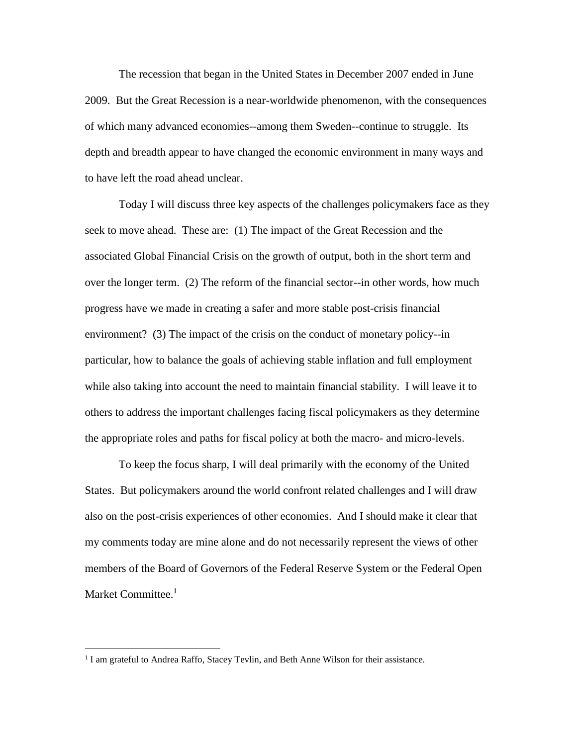The recession that began in the United States in December 2007 ended in June 2009. But the Great Recession is a near-worldwide phenomenon, with the consequences of which many advanced economies--among them Sweden--continue to struggle. Its depth and breadth appear to have changed the economic environment in many ways and to have left the road ahead unclear.

Today I will discuss three key aspects of the challenges policymakers face as they seek to move ahead. These are: (1) The impact of the Great Recession and the associated Global Financial Crisis on the growth of output, both in the short term and over the longer term. (2) The reform of the financial sector--in other words, how much progress have we made in creating a safer and more stable post-crisis financial environment? (3) The impact of the crisis on the conduct of monetary policy--in particular, how to balance the goals of achieving stable inflation and full employment while also taking into account the need to maintain financial stability. I will leave it to others to address the important challenges facing fiscal policymakers as they determine the appropriate roles and paths for fiscal policy at both the macro- and micro-levels.

To keep the focus sharp, I will deal primarily with the economy of the United States. But policymakers around the world confront related challenges and I will draw also on the post-crisis experiences of other economies. And I should make it clear that my comments today are mine alone and do not necessarily represent the views of other members of the Board of Governors of the Federal Reserve System or the Federal Open Market Committee.[1]

---

[1] I am grateful to Andrea Raffo, Stacey Tevlin, and Beth Anne Wilson for their assistance.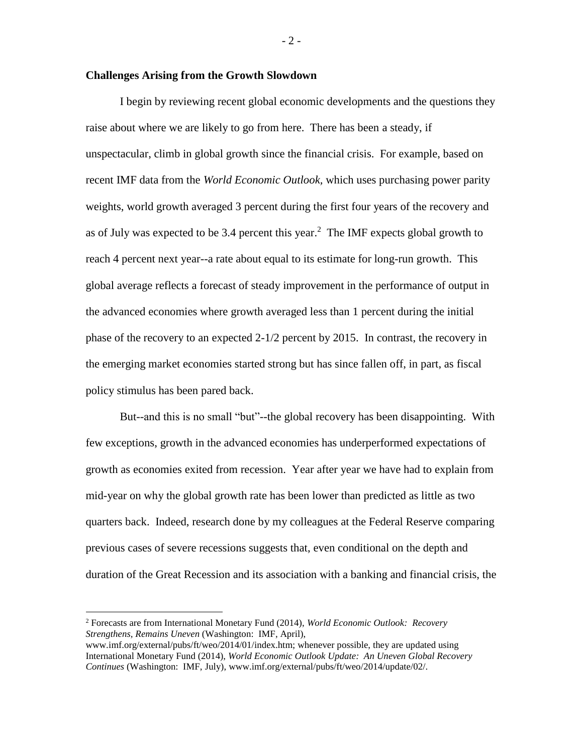**Challenges Arising from the Growth Slowdown**

I begin by reviewing recent global economic developments and the questions they raise about where we are likely to go from here. There has been a steady, if unspectacular, climb in global growth since the financial crisis. For example, based on recent IMF data from the *World Economic Outlook,* which uses purchasing power parity weights, world growth averaged 3 percent during the first four years of the recovery and as of July was expected to be 3.4 percent this year.[2] The IMF expects global growth to reach 4 percent next year--a rate about equal to its estimate for long-run growth. This global average reflects a forecast of steady improvement in the performance of output in the advanced economies where growth averaged less than 1 percent during the initial phase of the recovery to an expected 2-1/2 percent by 2015. In contrast, the recovery in the emerging market economies started strong but has since fallen off, in part, as fiscal policy stimulus has been pared back.

But--and this is no small "but"--the global recovery has been disappointing. With few exceptions, growth in the advanced economies has underperformed expectations of growth as economies exited from recession. Year after year we have had to explain from mid-year on why the global growth rate has been lower than predicted as little as two quarters back. Indeed, research done by my colleagues at the Federal Reserve comparing previous cases of severe recessions suggests that, even conditional on the depth and duration of the Great Recession and its association with a banking and financial crisis, the

---

[2] Forecasts are from International Monetary Fund (2014), *World Economic Outlook: Recovery Strengthens, Remains Uneven* (Washington: IMF, April), www.imf.org/external/pubs/ft/weo/2014/01/index.htm; whenever possible, they are updated using International Monetary Fund (2014), *World Economic Outlook Update: An Uneven Global Recovery Continues* (Washington: IMF, July), www.imf.org/external/pubs/ft/weo/2014/update/02/.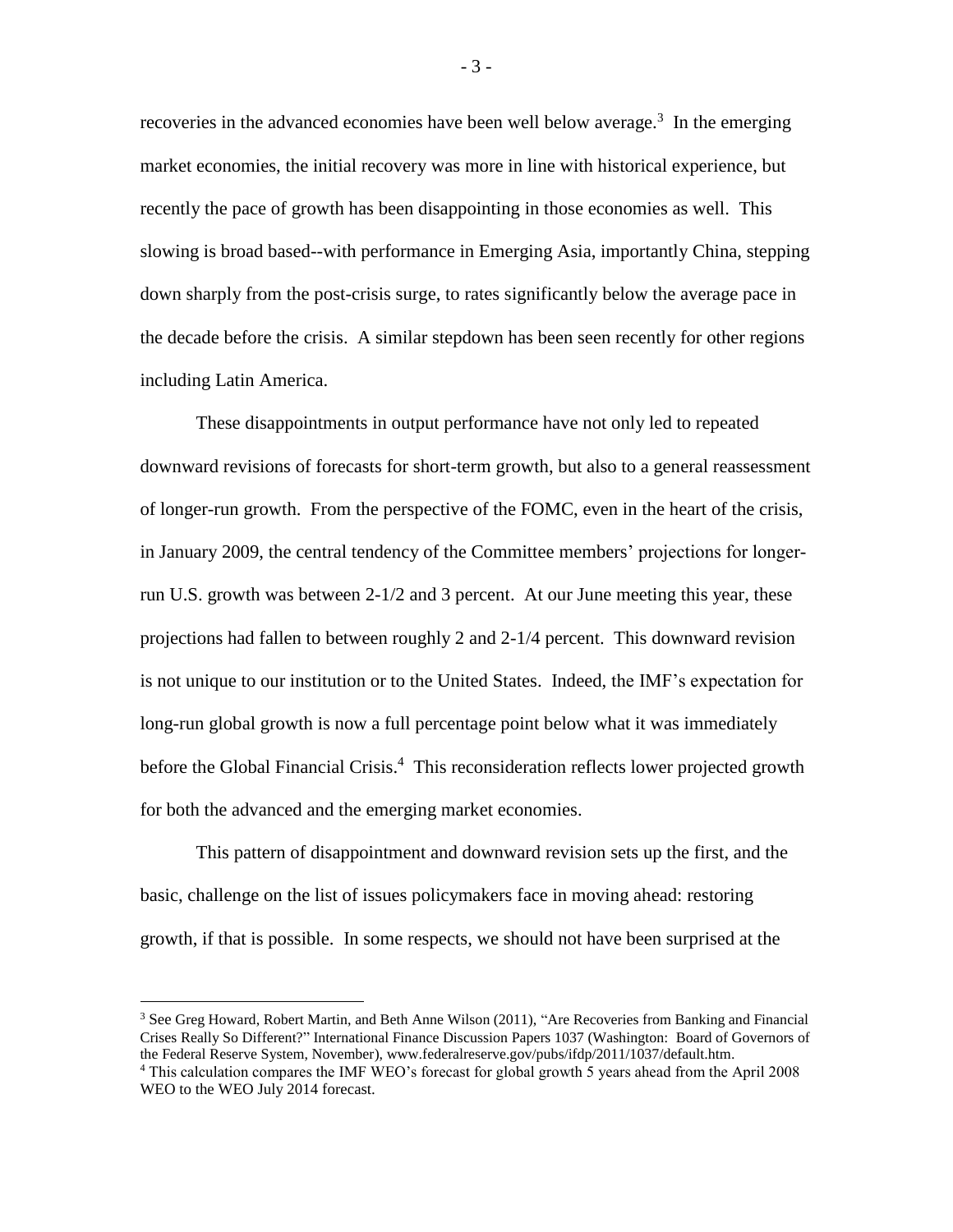recoveries in the advanced economies have been well below average.[3] In the emerging market economies, the initial recovery was more in line with historical experience, but recently the pace of growth has been disappointing in those economies as well. This slowing is broad based--with performance in Emerging Asia, importantly China, stepping down sharply from the post-crisis surge, to rates significantly below the average pace in the decade before the crisis. A similar stepdown has been seen recently for other regions including Latin America.

These disappointments in output performance have not only led to repeated downward revisions of forecasts for short-term growth, but also to a general reassessment of longer-run growth. From the perspective of the FOMC, even in the heart of the crisis, in January 2009, the central tendency of the Committee members' projections for longer-run U.S. growth was between 2-1/2 and 3 percent. At our June meeting this year, these projections had fallen to between roughly 2 and 2-1/4 percent. This downward revision is not unique to our institution or to the United States. Indeed, the IMF's expectation for long-run global growth is now a full percentage point below what it was immediately before the Global Financial Crisis.[4] This reconsideration reflects lower projected growth for both the advanced and the emerging market economies.

This pattern of disappointment and downward revision sets up the first, and the basic, challenge on the list of issues policymakers face in moving ahead: restoring growth, if that is possible. In some respects, we should not have been surprised at the

---

[3] See Greg Howard, Robert Martin, and Beth Anne Wilson (2011), "Are Recoveries from Banking and Financial Crises Really So Different?" International Finance Discussion Papers 1037 (Washington: Board of Governors of the Federal Reserve System, November), www.federalreserve.gov/pubs/ifdp/2011/1037/default.htm.

[4] This calculation compares the IMF WEO's forecast for global growth 5 years ahead from the April 2008 WEO to the WEO July 2014 forecast.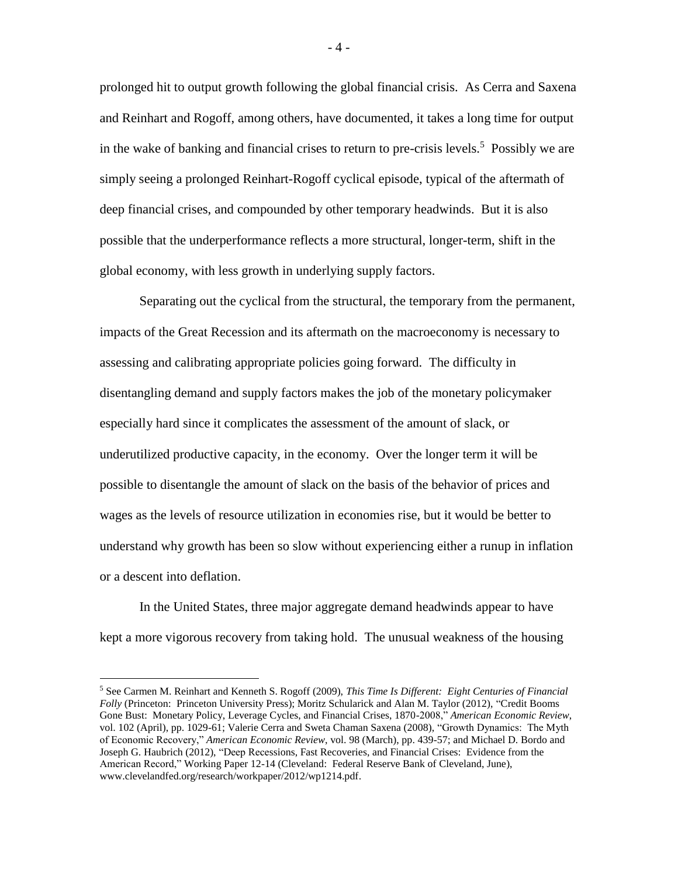prolonged hit to output growth following the global financial crisis. As Cerra and Saxena and Reinhart and Rogoff, among others, have documented, it takes a long time for output in the wake of banking and financial crises to return to pre-crisis levels.[5] Possibly we are simply seeing a prolonged Reinhart-Rogoff cyclical episode, typical of the aftermath of deep financial crises, and compounded by other temporary headwinds. But it is also possible that the underperformance reflects a more structural, longer-term, shift in the global economy, with less growth in underlying supply factors.

Separating out the cyclical from the structural, the temporary from the permanent, impacts of the Great Recession and its aftermath on the macroeconomy is necessary to assessing and calibrating appropriate policies going forward. The difficulty in disentangling demand and supply factors makes the job of the monetary policymaker especially hard since it complicates the assessment of the amount of slack, or underutilized productive capacity, in the economy. Over the longer term it will be possible to disentangle the amount of slack on the basis of the behavior of prices and wages as the levels of resource utilization in economies rise, but it would be better to understand why growth has been so slow without experiencing either a runup in inflation or a descent into deflation.

In the United States, three major aggregate demand headwinds appear to have kept a more vigorous recovery from taking hold. The unusual weakness of the housing

[5] See Carmen M. Reinhart and Kenneth S. Rogoff (2009), *This Time Is Different: Eight Centuries of Financial Folly* (Princeton: Princeton University Press); Moritz Schularick and Alan M. Taylor (2012), "Credit Booms Gone Bust: Monetary Policy, Leverage Cycles, and Financial Crises, 1870-2008," *American Economic Review*, vol. 102 (April), pp. 1029-61; Valerie Cerra and Sweta Chaman Saxena (2008), "Growth Dynamics: The Myth of Economic Recovery," *American Economic Review*, vol. 98 (March), pp. 439-57; and Michael D. Bordo and Joseph G. Haubrich (2012), "Deep Recessions, Fast Recoveries, and Financial Crises: Evidence from the American Record," Working Paper 12-14 (Cleveland: Federal Reserve Bank of Cleveland, June), www.clevelandfed.org/research/workpaper/2012/wp1214.pdf.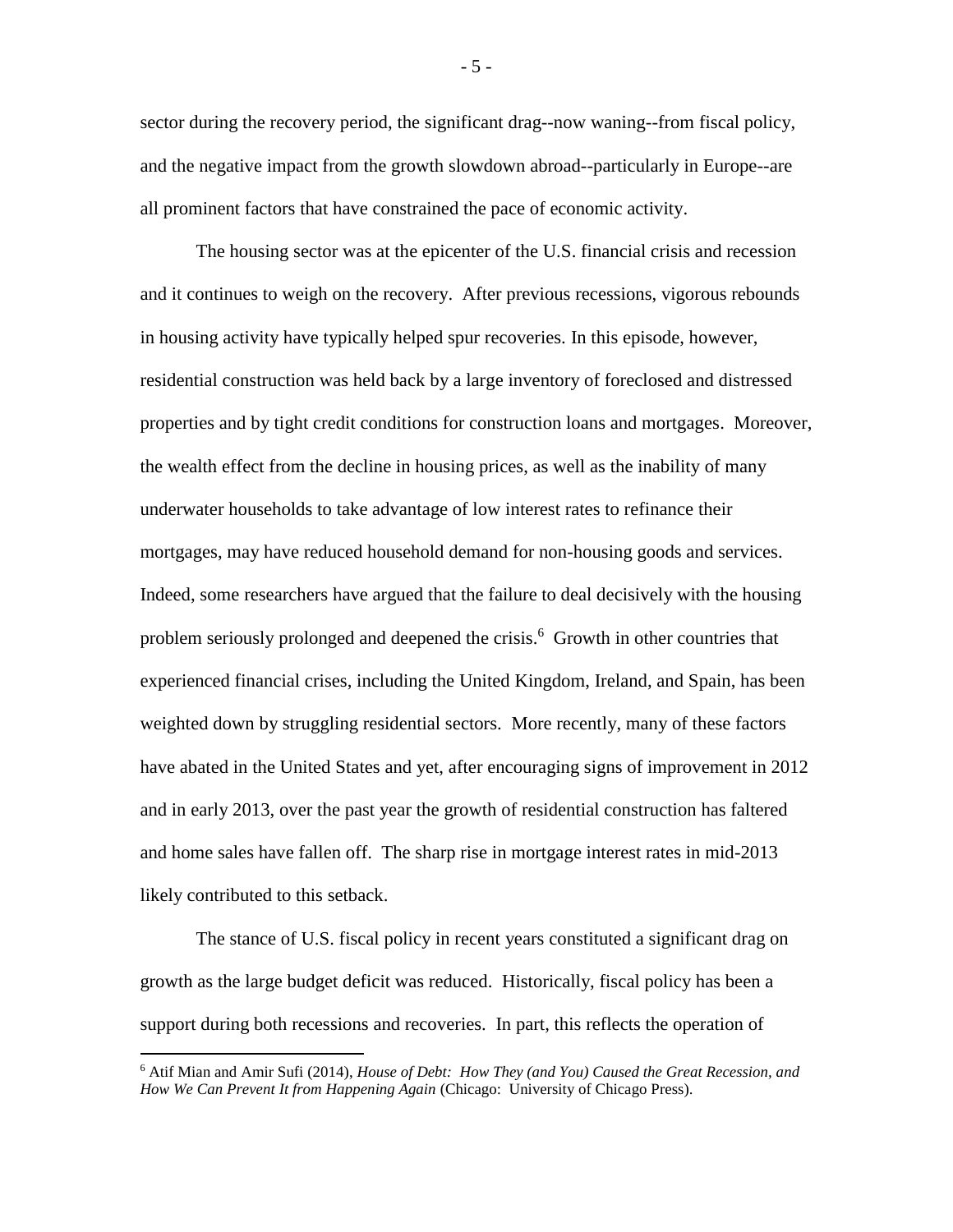sector during the recovery period, the significant drag--now waning--from fiscal policy, and the negative impact from the growth slowdown abroad--particularly in Europe--are all prominent factors that have constrained the pace of economic activity.

The housing sector was at the epicenter of the U.S. financial crisis and recession and it continues to weigh on the recovery. After previous recessions, vigorous rebounds in housing activity have typically helped spur recoveries. In this episode, however, residential construction was held back by a large inventory of foreclosed and distressed properties and by tight credit conditions for construction loans and mortgages. Moreover, the wealth effect from the decline in housing prices, as well as the inability of many underwater households to take advantage of low interest rates to refinance their mortgages, may have reduced household demand for non-housing goods and services. Indeed, some researchers have argued that the failure to deal decisively with the housing problem seriously prolonged and deepened the crisis.[6] Growth in other countries that experienced financial crises, including the United Kingdom, Ireland, and Spain, has been weighted down by struggling residential sectors. More recently, many of these factors have abated in the United States and yet, after encouraging signs of improvement in 2012 and in early 2013, over the past year the growth of residential construction has faltered and home sales have fallen off. The sharp rise in mortgage interest rates in mid-2013 likely contributed to this setback.

The stance of U.S. fiscal policy in recent years constituted a significant drag on growth as the large budget deficit was reduced. Historically, fiscal policy has been a support during both recessions and recoveries. In part, this reflects the operation of

---

[6] Atif Mian and Amir Sufi (2014), *House of Debt: How They (and You) Caused the Great Recession, and How We Can Prevent It from Happening Again* (Chicago: University of Chicago Press).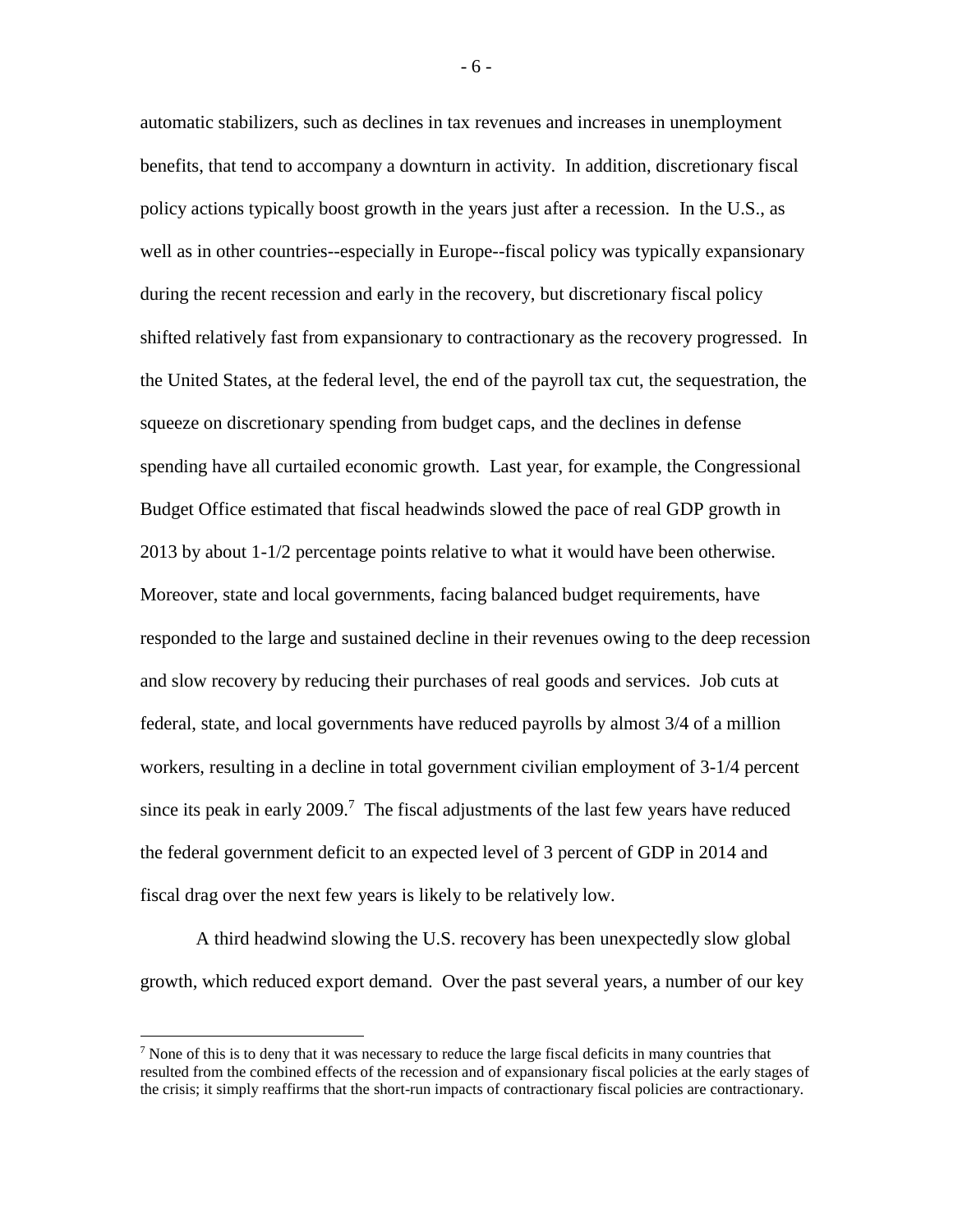automatic stabilizers, such as declines in tax revenues and increases in unemployment benefits, that tend to accompany a downturn in activity. In addition, discretionary fiscal policy actions typically boost growth in the years just after a recession. In the U.S., as well as in other countries--especially in Europe--fiscal policy was typically expansionary during the recent recession and early in the recovery, but discretionary fiscal policy shifted relatively fast from expansionary to contractionary as the recovery progressed. In the United States, at the federal level, the end of the payroll tax cut, the sequestration, the squeeze on discretionary spending from budget caps, and the declines in defense spending have all curtailed economic growth. Last year, for example, the Congressional Budget Office estimated that fiscal headwinds slowed the pace of real GDP growth in 2013 by about 1-1/2 percentage points relative to what it would have been otherwise. Moreover, state and local governments, facing balanced budget requirements, have responded to the large and sustained decline in their revenues owing to the deep recession and slow recovery by reducing their purchases of real goods and services. Job cuts at federal, state, and local governments have reduced payrolls by almost 3/4 of a million workers, resulting in a decline in total government civilian employment of 3-1/4 percent since its peak in early 2009.[7] The fiscal adjustments of the last few years have reduced the federal government deficit to an expected level of 3 percent of GDP in 2014 and fiscal drag over the next few years is likely to be relatively low.

A third headwind slowing the U.S. recovery has been unexpectedly slow global growth, which reduced export demand. Over the past several years, a number of our key

[7] None of this is to deny that it was necessary to reduce the large fiscal deficits in many countries that resulted from the combined effects of the recession and of expansionary fiscal policies at the early stages of the crisis; it simply reaffirms that the short-run impacts of contractionary fiscal policies are contractionary.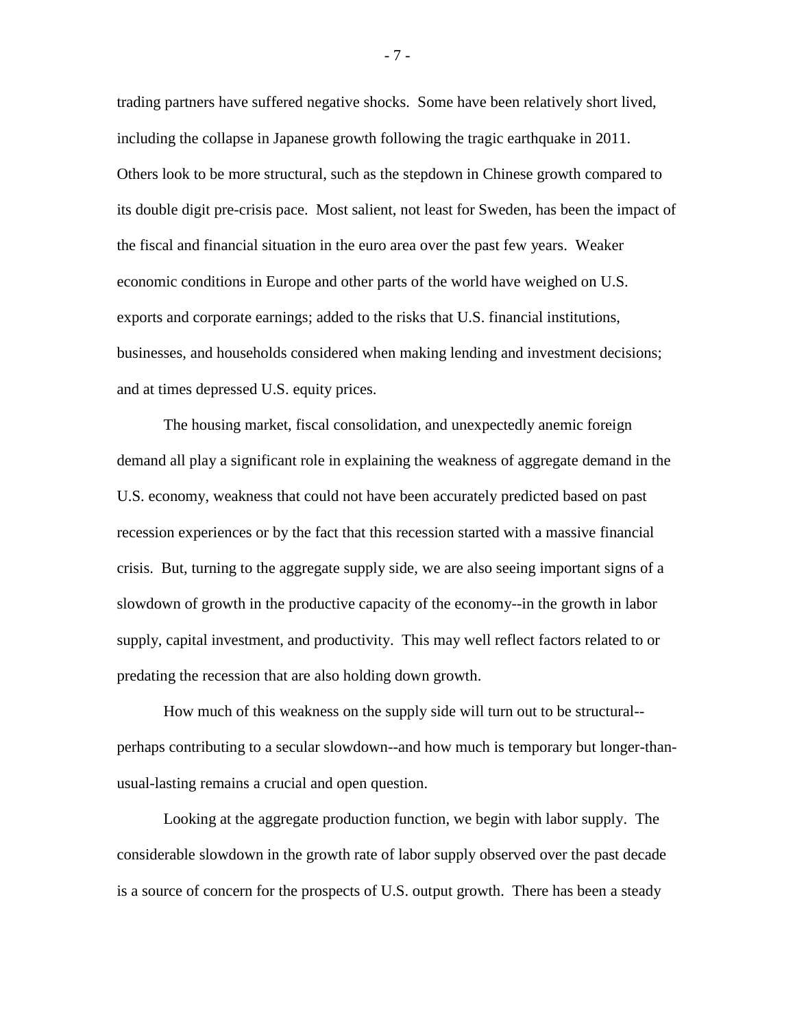trading partners have suffered negative shocks. Some have been relatively short lived, including the collapse in Japanese growth following the tragic earthquake in 2011. Others look to be more structural, such as the stepdown in Chinese growth compared to its double digit pre-crisis pace. Most salient, not least for Sweden, has been the impact of the fiscal and financial situation in the euro area over the past few years. Weaker economic conditions in Europe and other parts of the world have weighed on U.S. exports and corporate earnings; added to the risks that U.S. financial institutions, businesses, and households considered when making lending and investment decisions; and at times depressed U.S. equity prices.

The housing market, fiscal consolidation, and unexpectedly anemic foreign demand all play a significant role in explaining the weakness of aggregate demand in the U.S. economy, weakness that could not have been accurately predicted based on past recession experiences or by the fact that this recession started with a massive financial crisis. But, turning to the aggregate supply side, we are also seeing important signs of a slowdown of growth in the productive capacity of the economy--in the growth in labor supply, capital investment, and productivity. This may well reflect factors related to or predating the recession that are also holding down growth.

How much of this weakness on the supply side will turn out to be structural--perhaps contributing to a secular slowdown--and how much is temporary but longer-than-usual-lasting remains a crucial and open question.

Looking at the aggregate production function, we begin with labor supply. The considerable slowdown in the growth rate of labor supply observed over the past decade is a source of concern for the prospects of U.S. output growth. There has been a steady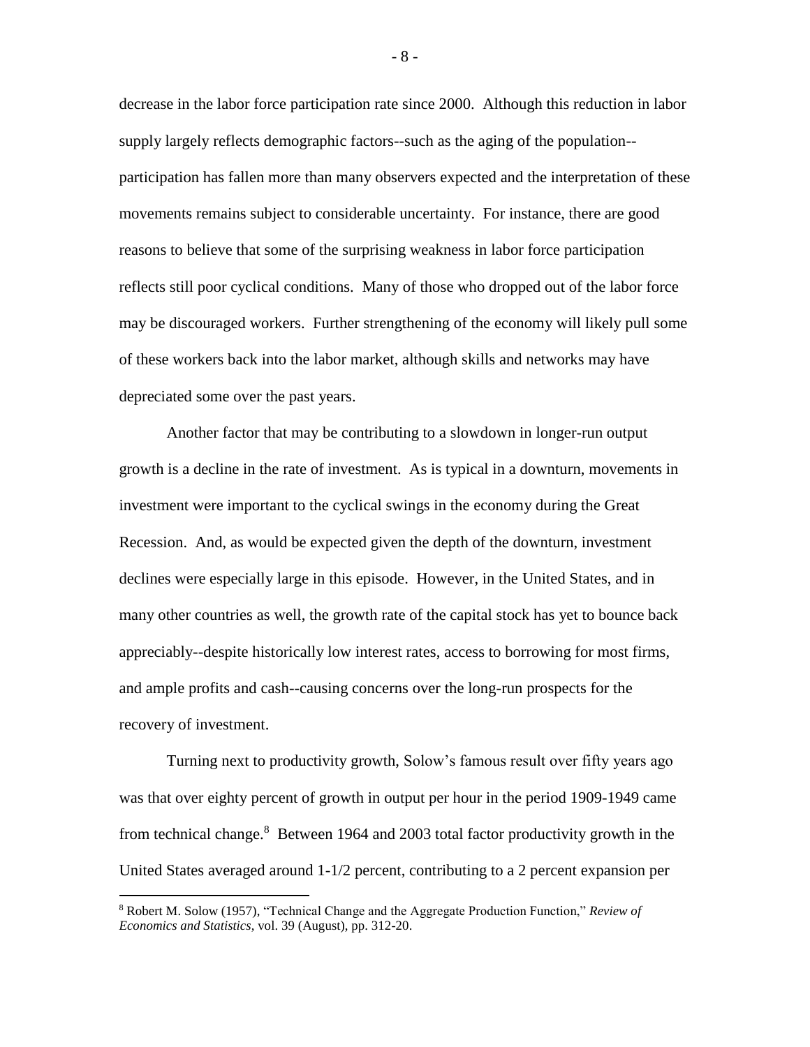decrease in the labor force participation rate since 2000. Although this reduction in labor supply largely reflects demographic factors--such as the aging of the population--participation has fallen more than many observers expected and the interpretation of these movements remains subject to considerable uncertainty. For instance, there are good reasons to believe that some of the surprising weakness in labor force participation reflects still poor cyclical conditions. Many of those who dropped out of the labor force may be discouraged workers. Further strengthening of the economy will likely pull some of these workers back into the labor market, although skills and networks may have depreciated some over the past years.

Another factor that may be contributing to a slowdown in longer-run output growth is a decline in the rate of investment. As is typical in a downturn, movements in investment were important to the cyclical swings in the economy during the Great Recession. And, as would be expected given the depth of the downturn, investment declines were especially large in this episode. However, in the United States, and in many other countries as well, the growth rate of the capital stock has yet to bounce back appreciably--despite historically low interest rates, access to borrowing for most firms, and ample profits and cash--causing concerns over the long-run prospects for the recovery of investment.

Turning next to productivity growth, Solow's famous result over fifty years ago was that over eighty percent of growth in output per hour in the period 1909-1949 came from technical change.[8] Between 1964 and 2003 total factor productivity growth in the United States averaged around 1-1/2 percent, contributing to a 2 percent expansion per

---

[8] Robert M. Solow (1957), "Technical Change and the Aggregate Production Function," *Review of Economics and Statistics*, vol. 39 (August), pp. 312-20.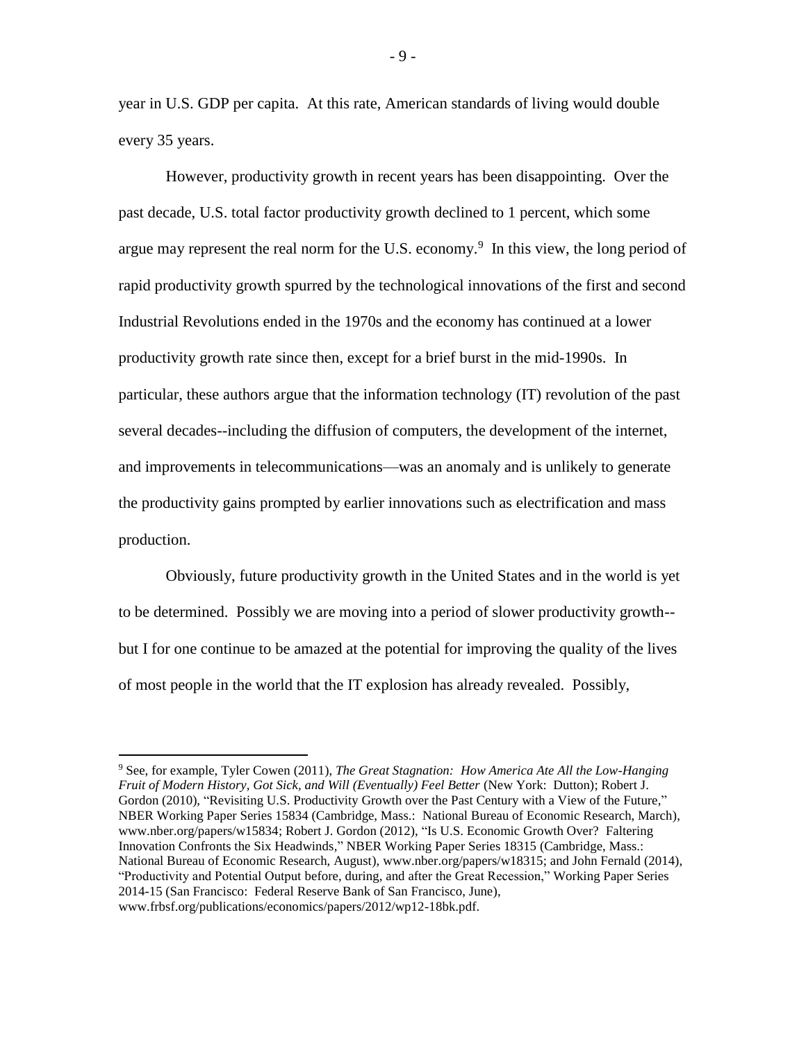year in U.S. GDP per capita. At this rate, American standards of living would double every 35 years.

However, productivity growth in recent years has been disappointing. Over the past decade, U.S. total factor productivity growth declined to 1 percent, which some argue may represent the real norm for the U.S. economy.[9] In this view, the long period of rapid productivity growth spurred by the technological innovations of the first and second Industrial Revolutions ended in the 1970s and the economy has continued at a lower productivity growth rate since then, except for a brief burst in the mid-1990s. In particular, these authors argue that the information technology (IT) revolution of the past several decades--including the diffusion of computers, the development of the internet, and improvements in telecommunications—was an anomaly and is unlikely to generate the productivity gains prompted by earlier innovations such as electrification and mass production.

Obviously, future productivity growth in the United States and in the world is yet to be determined. Possibly we are moving into a period of slower productivity growth--but I for one continue to be amazed at the potential for improving the quality of the lives of most people in the world that the IT explosion has already revealed. Possibly,

---

[9] See, for example, Tyler Cowen (2011), *The Great Stagnation: How America Ate All the Low-Hanging Fruit of Modern History, Got Sick, and Will (Eventually) Feel Better* (New York: Dutton); Robert J. Gordon (2010), "Revisiting U.S. Productivity Growth over the Past Century with a View of the Future," NBER Working Paper Series 15834 (Cambridge, Mass.: National Bureau of Economic Research, March), www.nber.org/papers/w15834; Robert J. Gordon (2012), "Is U.S. Economic Growth Over? Faltering Innovation Confronts the Six Headwinds," NBER Working Paper Series 18315 (Cambridge, Mass.: National Bureau of Economic Research, August), www.nber.org/papers/w18315; and John Fernald (2014), "Productivity and Potential Output before, during, and after the Great Recession," Working Paper Series 2014-15 (San Francisco: Federal Reserve Bank of San Francisco, June), www.frbsf.org/publications/economics/papers/2012/wp12-18bk.pdf.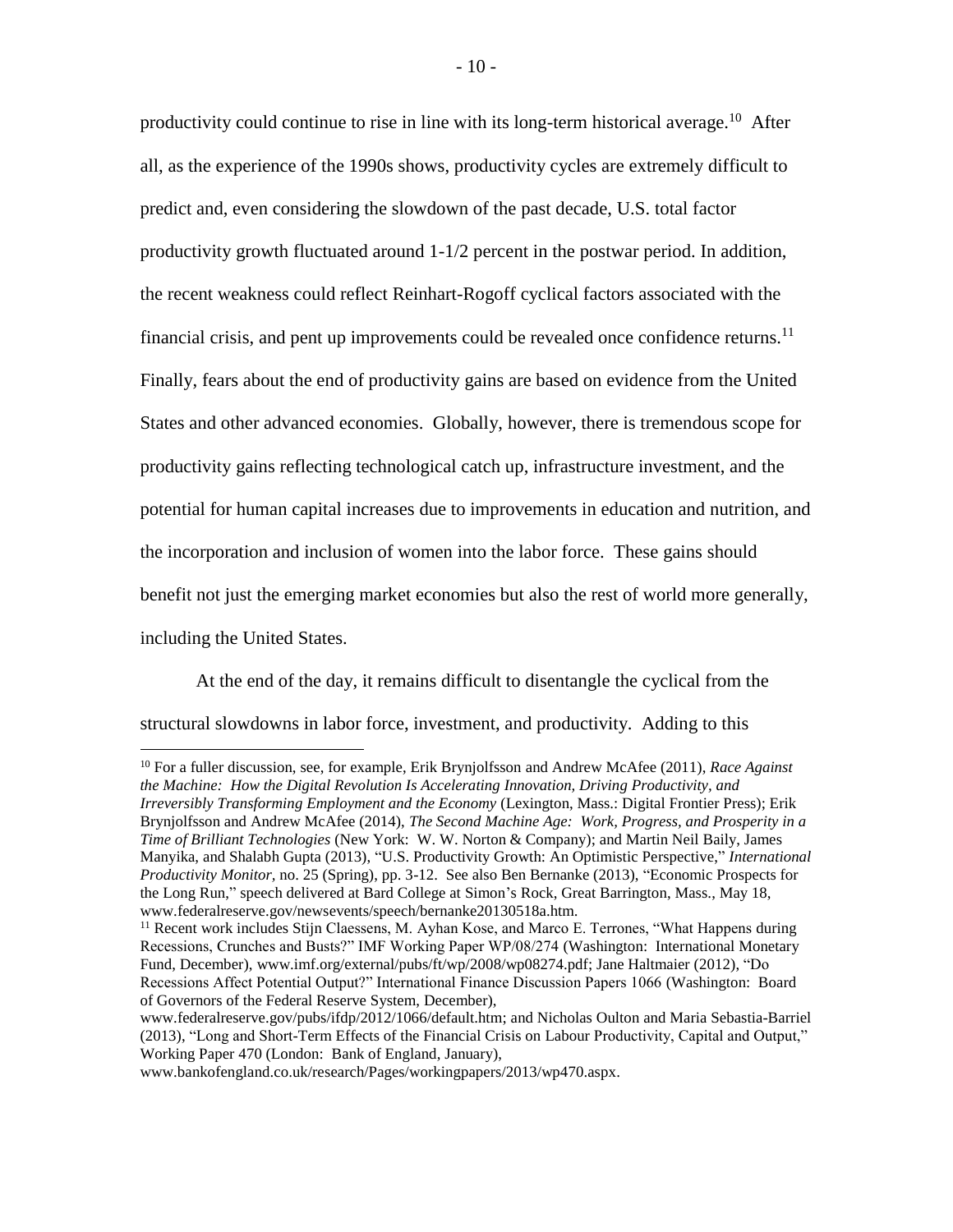productivity could continue to rise in line with its long-term historical average.[10] After all, as the experience of the 1990s shows, productivity cycles are extremely difficult to predict and, even considering the slowdown of the past decade, U.S. total factor productivity growth fluctuated around 1-1/2 percent in the postwar period. In addition, the recent weakness could reflect Reinhart-Rogoff cyclical factors associated with the financial crisis, and pent up improvements could be revealed once confidence returns.[11] Finally, fears about the end of productivity gains are based on evidence from the United States and other advanced economies. Globally, however, there is tremendous scope for productivity gains reflecting technological catch up, infrastructure investment, and the potential for human capital increases due to improvements in education and nutrition, and the incorporation and inclusion of women into the labor force. These gains should benefit not just the emerging market economies but also the rest of world more generally, including the United States.

At the end of the day, it remains difficult to disentangle the cyclical from the structural slowdowns in labor force, investment, and productivity. Adding to this

---

[10] For a fuller discussion, see, for example, Erik Brynjolfsson and Andrew McAfee (2011), *Race Against the Machine: How the Digital Revolution Is Accelerating Innovation, Driving Productivity, and Irreversibly Transforming Employment and the Economy* (Lexington, Mass.: Digital Frontier Press); Erik Brynjolfsson and Andrew McAfee (2014), *The Second Machine Age: Work, Progress, and Prosperity in a Time of Brilliant Technologies* (New York: W. W. Norton & Company); and Martin Neil Baily, James Manyika, and Shalabh Gupta (2013), "U.S. Productivity Growth: An Optimistic Perspective," *International Productivity Monitor*, no. 25 (Spring), pp. 3-12. See also Ben Bernanke (2013), "Economic Prospects for the Long Run," speech delivered at Bard College at Simon's Rock, Great Barrington, Mass., May 18, www.federalreserve.gov/newsevents/speech/bernanke20130518a.htm.

[11] Recent work includes Stijn Claessens, M. Ayhan Kose, and Marco E. Terrones, "What Happens during Recessions, Crunches and Busts?" IMF Working Paper WP/08/274 (Washington: International Monetary Fund, December), www.imf.org/external/pubs/ft/wp/2008/wp08274.pdf; Jane Haltmaier (2012), "Do Recessions Affect Potential Output?" International Finance Discussion Papers 1066 (Washington: Board of Governors of the Federal Reserve System, December), www.federalreserve.gov/pubs/ifdp/2012/1066/default.htm; and Nicholas Oulton and Maria Sebastia-Barriel (2013), "Long and Short-Term Effects of the Financial Crisis on Labour Productivity, Capital and Output," Working Paper 470 (London: Bank of England, January), www.bankofengland.co.uk/research/Pages/workingpapers/2013/wp470.aspx.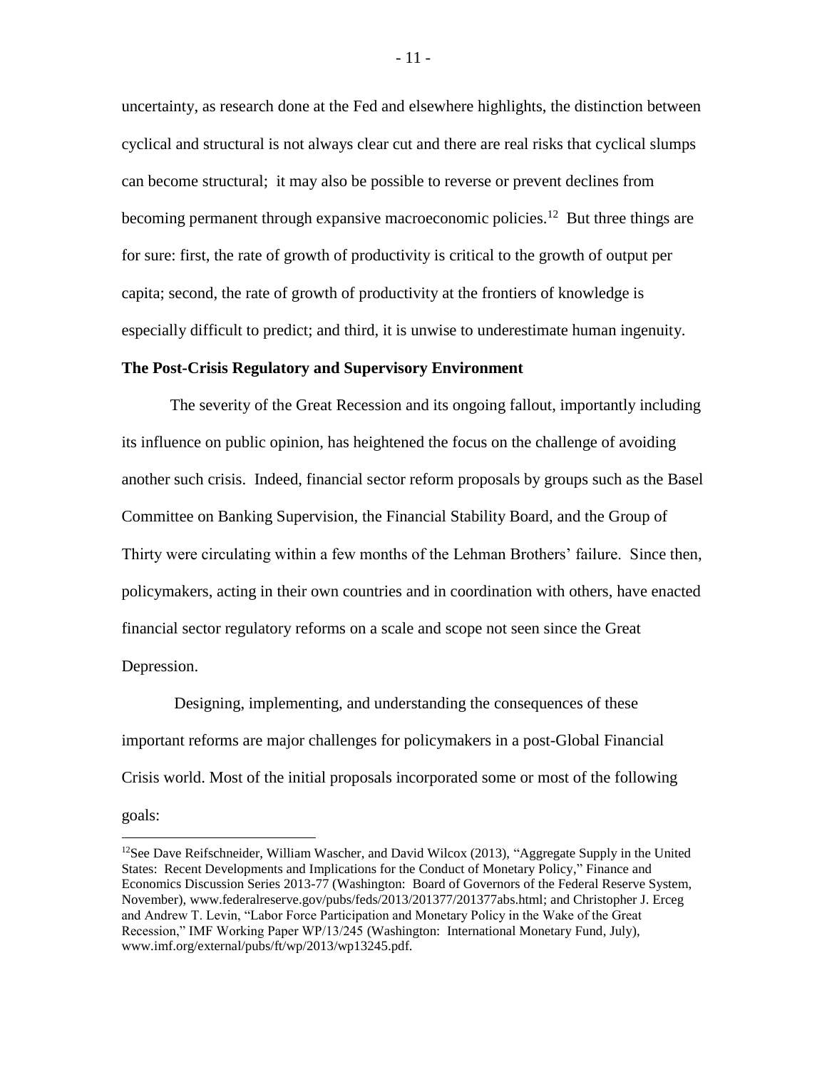uncertainty, as research done at the Fed and elsewhere highlights, the distinction between cyclical and structural is not always clear cut and there are real risks that cyclical slumps can become structural; it may also be possible to reverse or prevent declines from becoming permanent through expansive macroeconomic policies.[12] But three things are for sure: first, the rate of growth of productivity is critical to the growth of output per capita; second, the rate of growth of productivity at the frontiers of knowledge is especially difficult to predict; and third, it is unwise to underestimate human ingenuity.

**The Post-Crisis Regulatory and Supervisory Environment**

The severity of the Great Recession and its ongoing fallout, importantly including its influence on public opinion, has heightened the focus on the challenge of avoiding another such crisis. Indeed, financial sector reform proposals by groups such as the Basel Committee on Banking Supervision, the Financial Stability Board, and the Group of Thirty were circulating within a few months of the Lehman Brothers' failure. Since then, policymakers, acting in their own countries and in coordination with others, have enacted financial sector regulatory reforms on a scale and scope not seen since the Great Depression.

Designing, implementing, and understanding the consequences of these important reforms are major challenges for policymakers in a post-Global Financial Crisis world. Most of the initial proposals incorporated some or most of the following goals:

[12] See Dave Reifschneider, William Wascher, and David Wilcox (2013), "Aggregate Supply in the United States: Recent Developments and Implications for the Conduct of Monetary Policy," Finance and Economics Discussion Series 2013-77 (Washington: Board of Governors of the Federal Reserve System, November), www.federalreserve.gov/pubs/feds/2013/201377/201377abs.html; and Christopher J. Erceg and Andrew T. Levin, "Labor Force Participation and Monetary Policy in the Wake of the Great Recession," IMF Working Paper WP/13/245 (Washington: International Monetary Fund, July), www.imf.org/external/pubs/ft/wp/2013/wp13245.pdf.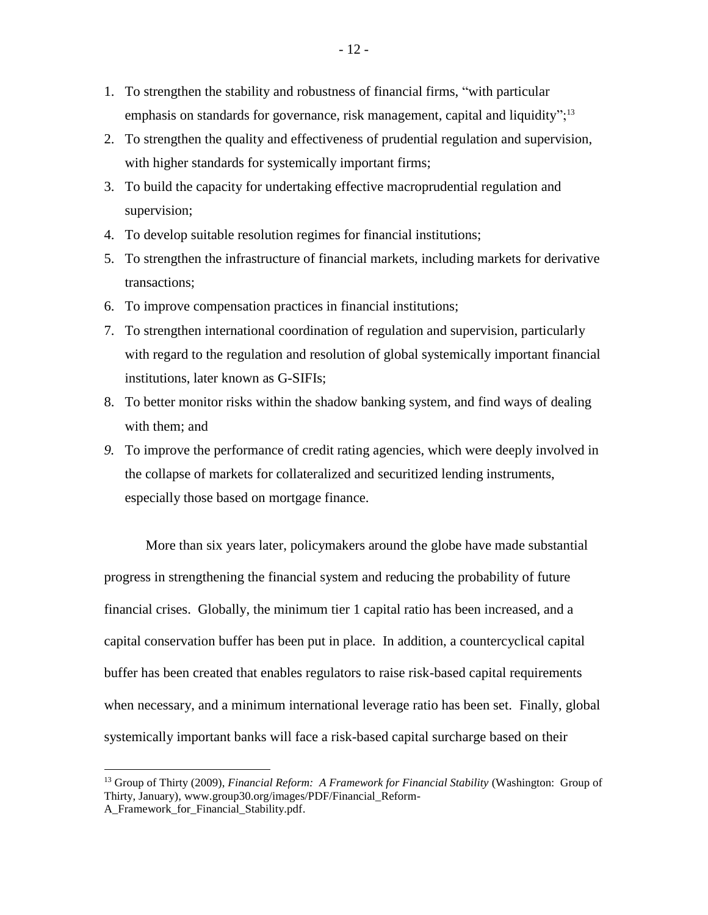1. To strengthen the stability and robustness of financial firms, "with particular emphasis on standards for governance, risk management, capital and liquidity";[13]
2. To strengthen the quality and effectiveness of prudential regulation and supervision, with higher standards for systemically important firms;
3. To build the capacity for undertaking effective macroprudential regulation and supervision;
4. To develop suitable resolution regimes for financial institutions;
5. To strengthen the infrastructure of financial markets, including markets for derivative transactions;
6. To improve compensation practices in financial institutions;
7. To strengthen international coordination of regulation and supervision, particularly with regard to the regulation and resolution of global systemically important financial institutions, later known as G-SIFIs;
8. To better monitor risks within the shadow banking system, and find ways of dealing with them; and
9. To improve the performance of credit rating agencies, which were deeply involved in the collapse of markets for collateralized and securitized lending instruments, especially those based on mortgage finance.

More than six years later, policymakers around the globe have made substantial progress in strengthening the financial system and reducing the probability of future financial crises. Globally, the minimum tier 1 capital ratio has been increased, and a capital conservation buffer has been put in place. In addition, a countercyclical capital buffer has been created that enables regulators to raise risk-based capital requirements when necessary, and a minimum international leverage ratio has been set. Finally, global systemically important banks will face a risk-based capital surcharge based on their

[13] Group of Thirty (2009), *Financial Reform: A Framework for Financial Stability* (Washington: Group of Thirty, January), www.group30.org/images/PDF/Financial_Reform-A_Framework_for_Financial_Stability.pdf.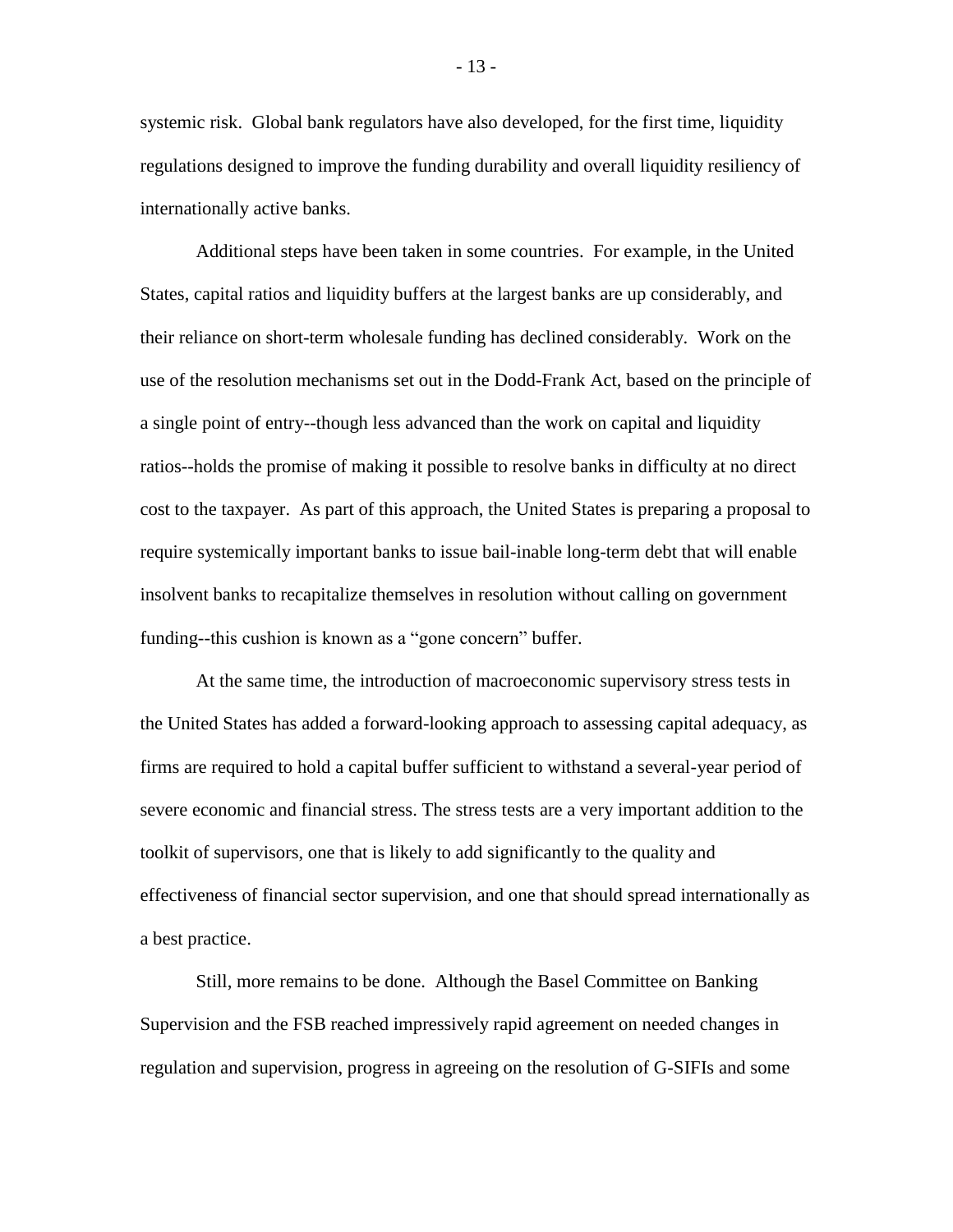systemic risk. Global bank regulators have also developed, for the first time, liquidity regulations designed to improve the funding durability and overall liquidity resiliency of internationally active banks.

Additional steps have been taken in some countries. For example, in the United States, capital ratios and liquidity buffers at the largest banks are up considerably, and their reliance on short-term wholesale funding has declined considerably. Work on the use of the resolution mechanisms set out in the Dodd-Frank Act, based on the principle of a single point of entry--though less advanced than the work on capital and liquidity ratios--holds the promise of making it possible to resolve banks in difficulty at no direct cost to the taxpayer. As part of this approach, the United States is preparing a proposal to require systemically important banks to issue bail-inable long-term debt that will enable insolvent banks to recapitalize themselves in resolution without calling on government funding--this cushion is known as a "gone concern" buffer.

At the same time, the introduction of macroeconomic supervisory stress tests in the United States has added a forward-looking approach to assessing capital adequacy, as firms are required to hold a capital buffer sufficient to withstand a several-year period of severe economic and financial stress. The stress tests are a very important addition to the toolkit of supervisors, one that is likely to add significantly to the quality and effectiveness of financial sector supervision, and one that should spread internationally as a best practice.

Still, more remains to be done. Although the Basel Committee on Banking Supervision and the FSB reached impressively rapid agreement on needed changes in regulation and supervision, progress in agreeing on the resolution of G-SIFIs and some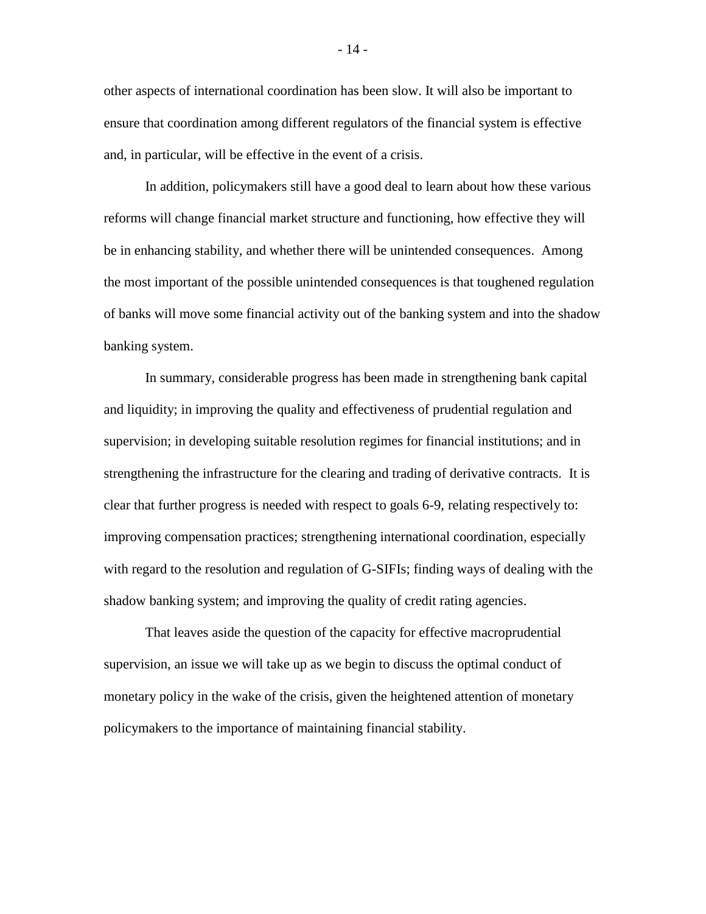other aspects of international coordination has been slow. It will also be important to ensure that coordination among different regulators of the financial system is effective and, in particular, will be effective in the event of a crisis.

In addition, policymakers still have a good deal to learn about how these various reforms will change financial market structure and functioning, how effective they will be in enhancing stability, and whether there will be unintended consequences. Among the most important of the possible unintended consequences is that toughened regulation of banks will move some financial activity out of the banking system and into the shadow banking system.

In summary, considerable progress has been made in strengthening bank capital and liquidity; in improving the quality and effectiveness of prudential regulation and supervision; in developing suitable resolution regimes for financial institutions; and in strengthening the infrastructure for the clearing and trading of derivative contracts. It is clear that further progress is needed with respect to goals 6-9, relating respectively to: improving compensation practices; strengthening international coordination, especially with regard to the resolution and regulation of G-SIFIs; finding ways of dealing with the shadow banking system; and improving the quality of credit rating agencies.

That leaves aside the question of the capacity for effective macroprudential supervision, an issue we will take up as we begin to discuss the optimal conduct of monetary policy in the wake of the crisis, given the heightened attention of monetary policymakers to the importance of maintaining financial stability.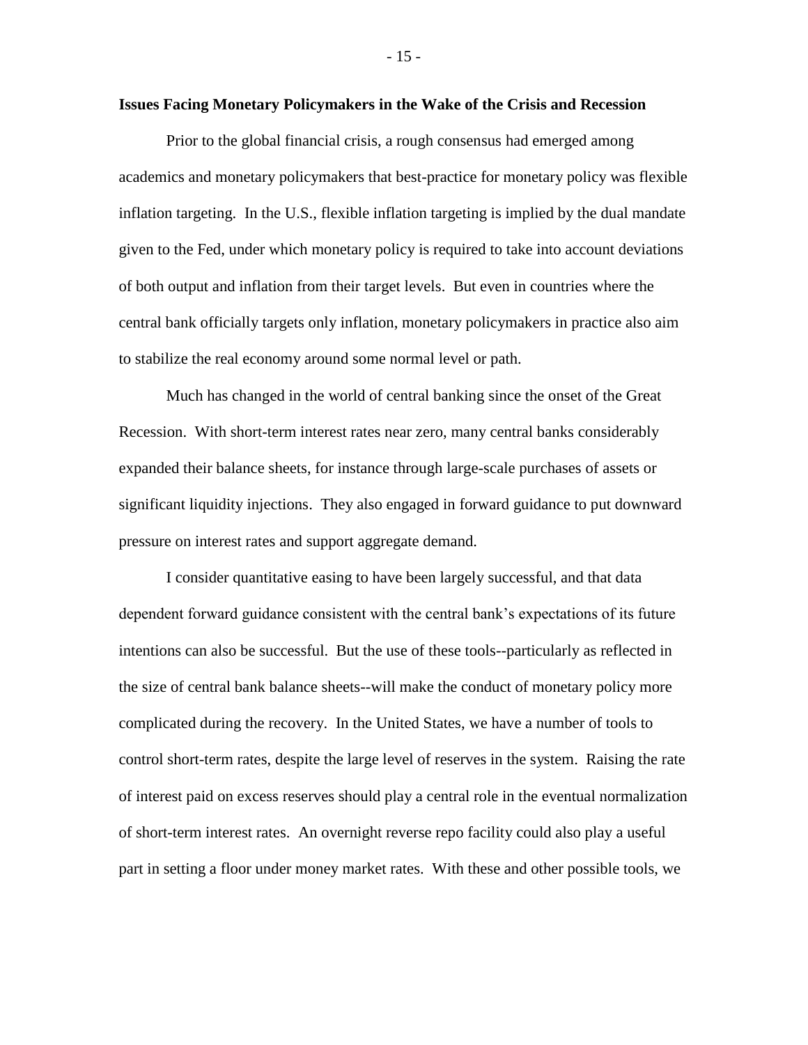**Issues Facing Monetary Policymakers in the Wake of the Crisis and Recession**

Prior to the global financial crisis, a rough consensus had emerged among academics and monetary policymakers that best-practice for monetary policy was flexible inflation targeting. In the U.S., flexible inflation targeting is implied by the dual mandate given to the Fed, under which monetary policy is required to take into account deviations of both output and inflation from their target levels. But even in countries where the central bank officially targets only inflation, monetary policymakers in practice also aim to stabilize the real economy around some normal level or path.

Much has changed in the world of central banking since the onset of the Great Recession. With short-term interest rates near zero, many central banks considerably expanded their balance sheets, for instance through large-scale purchases of assets or significant liquidity injections. They also engaged in forward guidance to put downward pressure on interest rates and support aggregate demand.

I consider quantitative easing to have been largely successful, and that data dependent forward guidance consistent with the central bank's expectations of its future intentions can also be successful. But the use of these tools--particularly as reflected in the size of central bank balance sheets--will make the conduct of monetary policy more complicated during the recovery. In the United States, we have a number of tools to control short-term rates, despite the large level of reserves in the system. Raising the rate of interest paid on excess reserves should play a central role in the eventual normalization of short-term interest rates. An overnight reverse repo facility could also play a useful part in setting a floor under money market rates. With these and other possible tools, we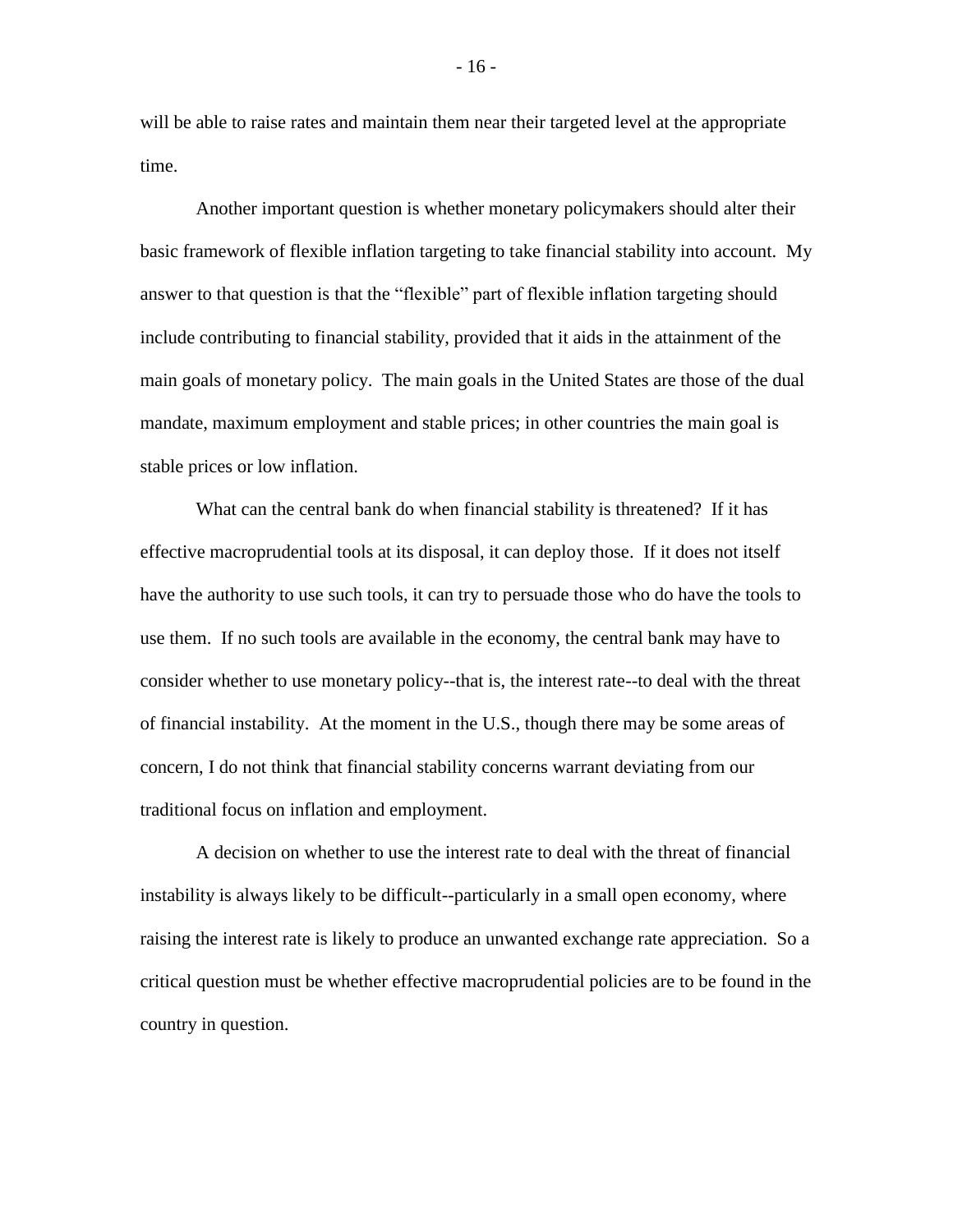will be able to raise rates and maintain them near their targeted level at the appropriate time.

Another important question is whether monetary policymakers should alter their basic framework of flexible inflation targeting to take financial stability into account. My answer to that question is that the "flexible" part of flexible inflation targeting should include contributing to financial stability, provided that it aids in the attainment of the main goals of monetary policy. The main goals in the United States are those of the dual mandate, maximum employment and stable prices; in other countries the main goal is stable prices or low inflation.

What can the central bank do when financial stability is threatened? If it has effective macroprudential tools at its disposal, it can deploy those. If it does not itself have the authority to use such tools, it can try to persuade those who do have the tools to use them. If no such tools are available in the economy, the central bank may have to consider whether to use monetary policy--that is, the interest rate--to deal with the threat of financial instability. At the moment in the U.S., though there may be some areas of concern, I do not think that financial stability concerns warrant deviating from our traditional focus on inflation and employment.

A decision on whether to use the interest rate to deal with the threat of financial instability is always likely to be difficult--particularly in a small open economy, where raising the interest rate is likely to produce an unwanted exchange rate appreciation. So a critical question must be whether effective macroprudential policies are to be found in the country in question.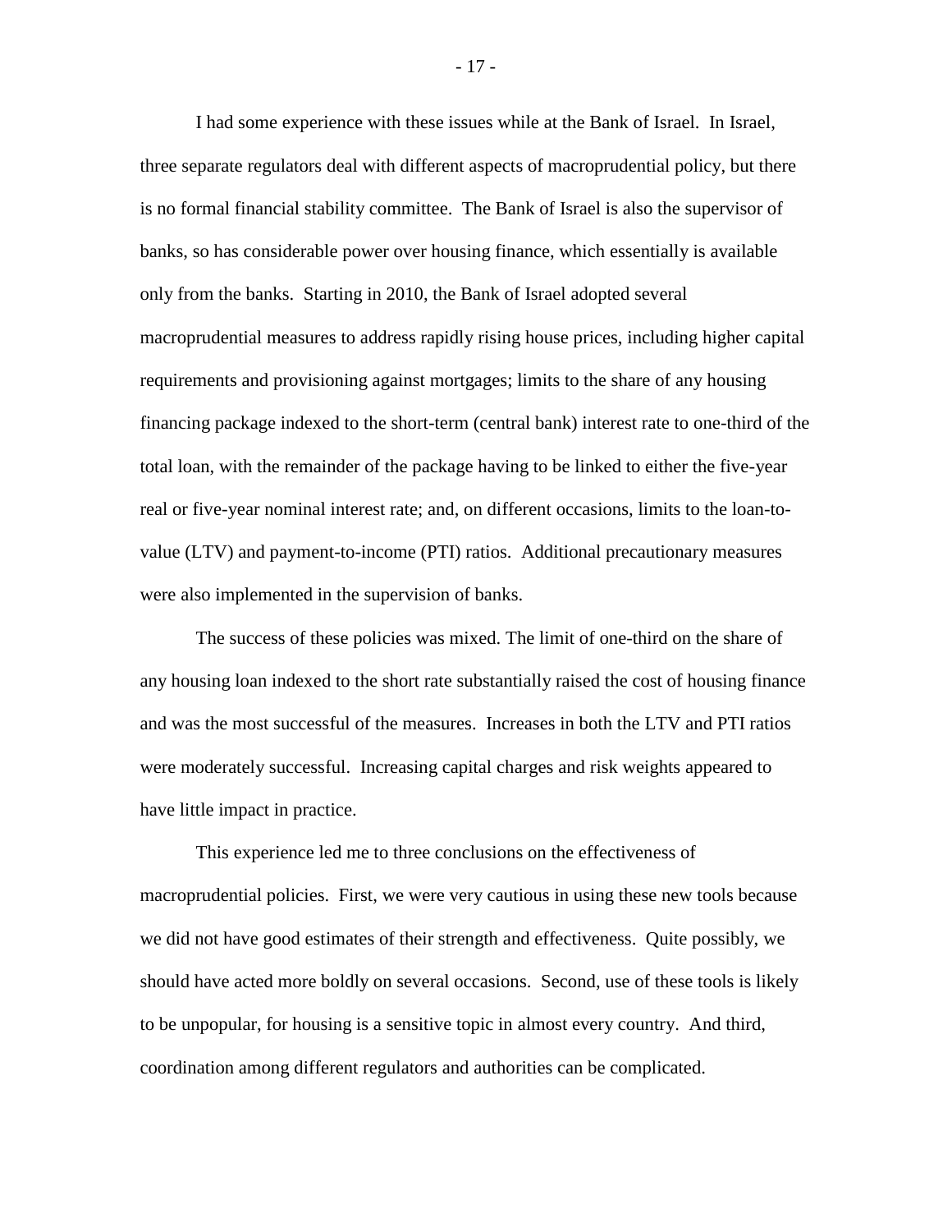I had some experience with these issues while at the Bank of Israel. In Israel, three separate regulators deal with different aspects of macroprudential policy, but there is no formal financial stability committee. The Bank of Israel is also the supervisor of banks, so has considerable power over housing finance, which essentially is available only from the banks. Starting in 2010, the Bank of Israel adopted several macroprudential measures to address rapidly rising house prices, including higher capital requirements and provisioning against mortgages; limits to the share of any housing financing package indexed to the short-term (central bank) interest rate to one-third of the total loan, with the remainder of the package having to be linked to either the five-year real or five-year nominal interest rate; and, on different occasions, limits to the loan-to-value (LTV) and payment-to-income (PTI) ratios. Additional precautionary measures were also implemented in the supervision of banks.

The success of these policies was mixed. The limit of one-third on the share of any housing loan indexed to the short rate substantially raised the cost of housing finance and was the most successful of the measures. Increases in both the LTV and PTI ratios were moderately successful. Increasing capital charges and risk weights appeared to have little impact in practice.

This experience led me to three conclusions on the effectiveness of macroprudential policies. First, we were very cautious in using these new tools because we did not have good estimates of their strength and effectiveness. Quite possibly, we should have acted more boldly on several occasions. Second, use of these tools is likely to be unpopular, for housing is a sensitive topic in almost every country. And third, coordination among different regulators and authorities can be complicated.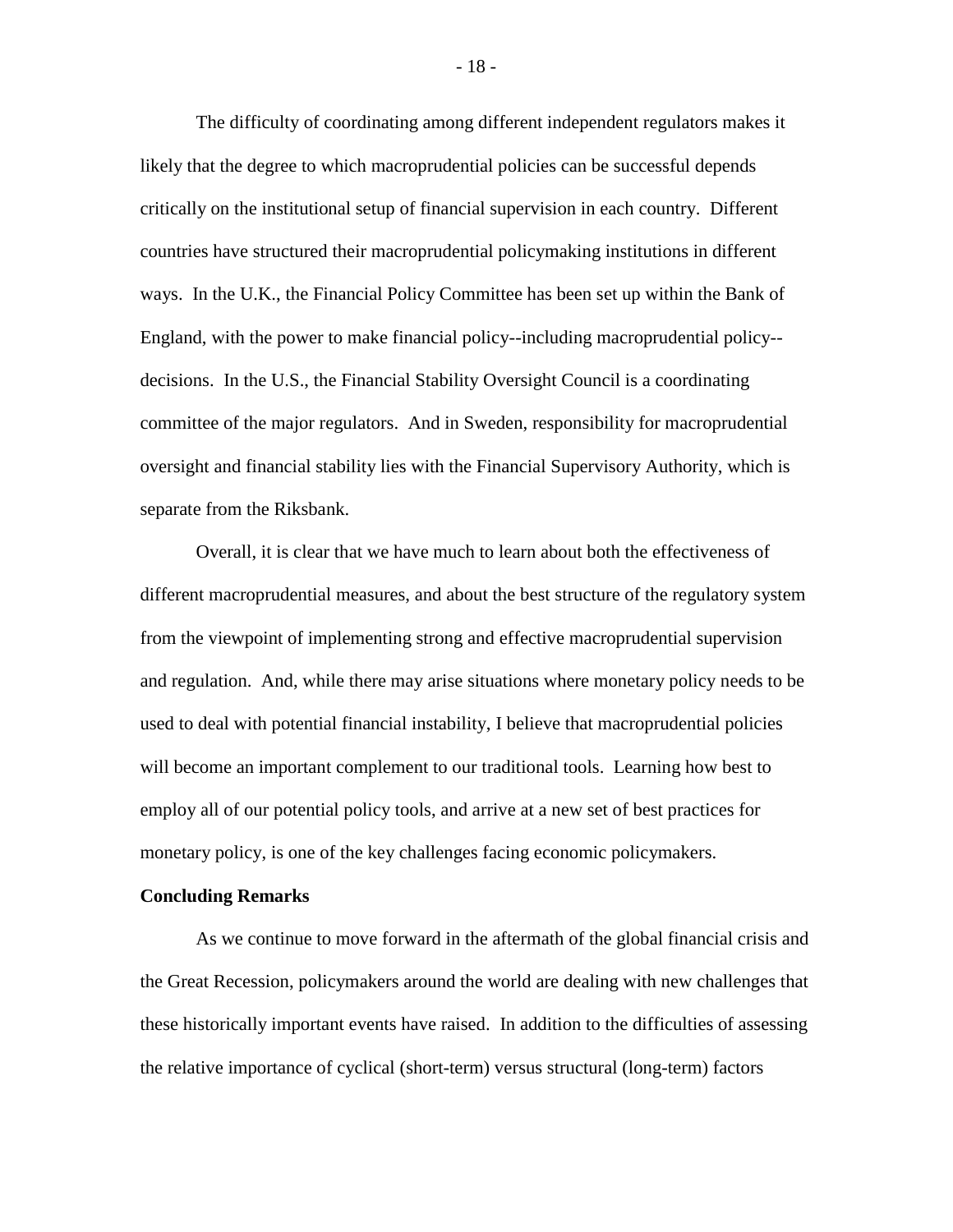The difficulty of coordinating among different independent regulators makes it likely that the degree to which macroprudential policies can be successful depends critically on the institutional setup of financial supervision in each country. Different countries have structured their macroprudential policymaking institutions in different ways. In the U.K., the Financial Policy Committee has been set up within the Bank of England, with the power to make financial policy--including macroprudential policy--decisions. In the U.S., the Financial Stability Oversight Council is a coordinating committee of the major regulators. And in Sweden, responsibility for macroprudential oversight and financial stability lies with the Financial Supervisory Authority, which is separate from the Riksbank.

Overall, it is clear that we have much to learn about both the effectiveness of different macroprudential measures, and about the best structure of the regulatory system from the viewpoint of implementing strong and effective macroprudential supervision and regulation. And, while there may arise situations where monetary policy needs to be used to deal with potential financial instability, I believe that macroprudential policies will become an important complement to our traditional tools. Learning how best to employ all of our potential policy tools, and arrive at a new set of best practices for monetary policy, is one of the key challenges facing economic policymakers.

**Concluding Remarks**

As we continue to move forward in the aftermath of the global financial crisis and the Great Recession, policymakers around the world are dealing with new challenges that these historically important events have raised. In addition to the difficulties of assessing the relative importance of cyclical (short-term) versus structural (long-term) factors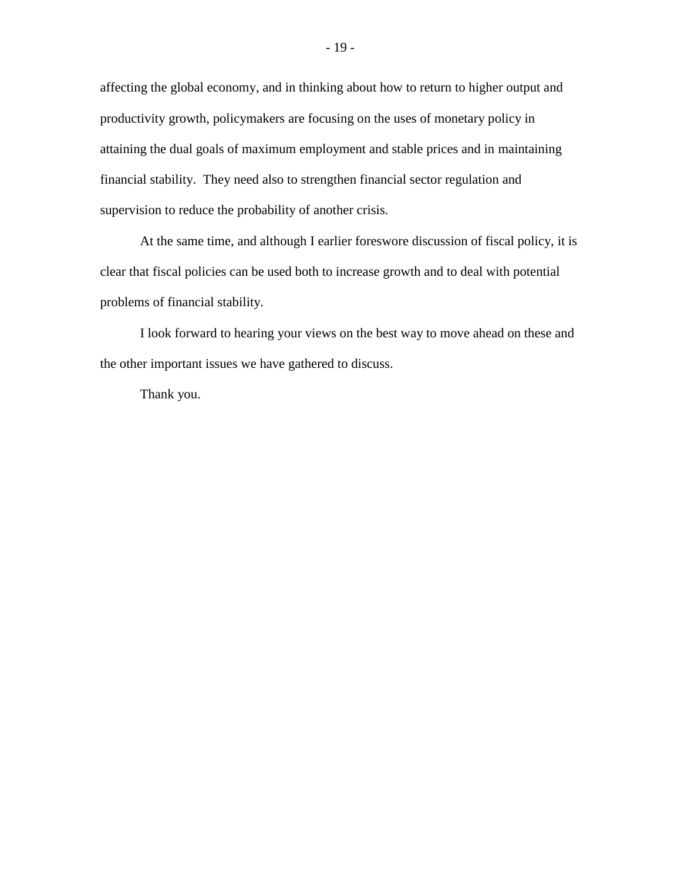affecting the global economy, and in thinking about how to return to higher output and productivity growth, policymakers are focusing on the uses of monetary policy in attaining the dual goals of maximum employment and stable prices and in maintaining financial stability. They need also to strengthen financial sector regulation and supervision to reduce the probability of another crisis.

At the same time, and although I earlier foreswore discussion of fiscal policy, it is clear that fiscal policies can be used both to increase growth and to deal with potential problems of financial stability.

I look forward to hearing your views on the best way to move ahead on these and the other important issues we have gathered to discuss.

Thank you.